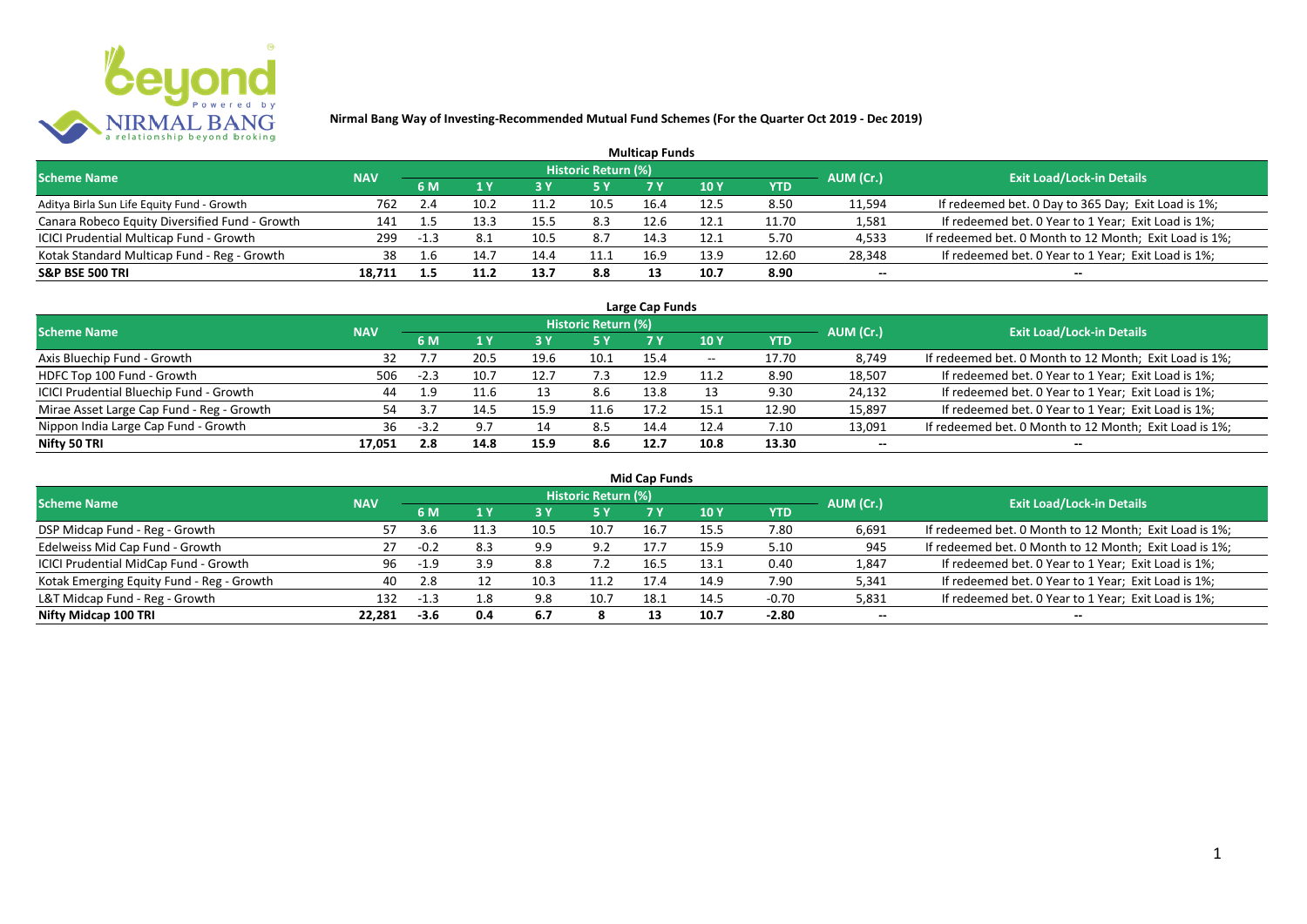**Nirmal Bang Way of Investing-Recommended Mutual Fund Schemes (For the Quarter Oct 2019 - Dec 2019)**

## Multicap Funds

| Scheme Name | NAV | Historic Return (%) | | | | | | | AUM (Cr.) | Exit Load/Lock-in Details |
|---|---|---|---|---|---|---|---|---|---|---|
| | | 6 M | 1 Y | 3 Y | 5 Y | 7 Y | 10 Y | YTD | | |
| Aditya Birla Sun Life Equity Fund - Growth | 762 | 2.4 | 10.2 | 11.2 | 10.5 | 16.4 | 12.5 | 8.50 | 11,594 | If redeemed bet. 0 Day to 365 Day; Exit Load is 1%; |
| Canara Robeco Equity Diversified Fund - Growth | 141 | 1.5 | 13.3 | 15.5 | 8.3 | 12.6 | 12.1 | 11.70 | 1,581 | If redeemed bet. 0 Year to 1 Year; Exit Load is 1%; |
| ICICI Prudential Multicap Fund - Growth | 299 | -1.3 | 8.1 | 10.5 | 8.7 | 14.3 | 12.1 | 5.70 | 4,533 | If redeemed bet. 0 Month to 12 Month; Exit Load is 1%; |
| Kotak Standard Multicap Fund - Reg - Growth | 38 | 1.6 | 14.7 | 14.4 | 11.1 | 16.9 | 13.9 | 12.60 | 28,348 | If redeemed bet. 0 Year to 1 Year; Exit Load is 1%; |
| **S&P BSE 500 TRI** | **18,711** | **1.5** | **11.2** | **13.7** | **8.8** | **13** | **10.7** | **8.90** | -- | -- |

## Large Cap Funds

| Scheme Name | NAV | Historic Return (%) | | | | | | | AUM (Cr.) | Exit Load/Lock-in Details |
|---|---|---|---|---|---|---|---|---|---|---|
| | | 6 M | 1 Y | 3 Y | 5 Y | 7 Y | 10 Y | YTD | | |
| Axis Bluechip Fund - Growth | 32 | 7.7 | 20.5 | 19.6 | 10.1 | 15.4 | -- | 17.70 | 8,749 | If redeemed bet. 0 Month to 12 Month; Exit Load is 1%; |
| HDFC Top 100 Fund - Growth | 506 | -2.3 | 10.7 | 12.7 | 7.3 | 12.9 | 11.2 | 8.90 | 18,507 | If redeemed bet. 0 Year to 1 Year; Exit Load is 1%; |
| ICICI Prudential Bluechip Fund - Growth | 44 | 1.9 | 11.6 | 13 | 8.6 | 13.8 | 13 | 9.30 | 24,132 | If redeemed bet. 0 Year to 1 Year; Exit Load is 1%; |
| Mirae Asset Large Cap Fund - Reg - Growth | 54 | 3.7 | 14.5 | 15.9 | 11.6 | 17.2 | 15.1 | 12.90 | 15,897 | If redeemed bet. 0 Year to 1 Year; Exit Load is 1%; |
| Nippon India Large Cap Fund - Growth | 36 | -3.2 | 9.7 | 14 | 8.5 | 14.4 | 12.4 | 7.10 | 13,091 | If redeemed bet. 0 Month to 12 Month; Exit Load is 1%; |
| **Nifty 50 TRI** | **17,051** | **2.8** | **14.8** | **15.9** | **8.6** | **12.7** | **10.8** | **13.30** | -- | -- |

## Mid Cap Funds

| Scheme Name | NAV | Historic Return (%) | | | | | | | AUM (Cr.) | Exit Load/Lock-in Details |
|---|---|---|---|---|---|---|---|---|---|---|
| | | 6 M | 1 Y | 3 Y | 5 Y | 7 Y | 10 Y | YTD | | |
| DSP Midcap Fund - Reg - Growth | 57 | 3.6 | 11.3 | 10.5 | 10.7 | 16.7 | 15.5 | 7.80 | 6,691 | If redeemed bet. 0 Month to 12 Month; Exit Load is 1%; |
| Edelweiss Mid Cap Fund - Growth | 27 | -0.2 | 8.3 | 9.9 | 9.2 | 17.7 | 15.9 | 5.10 | 945 | If redeemed bet. 0 Month to 12 Month; Exit Load is 1%; |
| ICICI Prudential MidCap Fund - Growth | 96 | -1.9 | 3.9 | 8.8 | 7.2 | 16.5 | 13.1 | 0.40 | 1,847 | If redeemed bet. 0 Year to 1 Year; Exit Load is 1%; |
| Kotak Emerging Equity Fund - Reg - Growth | 40 | 2.8 | 12 | 10.3 | 11.2 | 17.4 | 14.9 | 7.90 | 5,341 | If redeemed bet. 0 Year to 1 Year; Exit Load is 1%; |
| L&T Midcap Fund - Reg - Growth | 132 | -1.3 | 1.8 | 9.8 | 10.7 | 18.1 | 14.5 | -0.70 | 5,831 | If redeemed bet. 0 Year to 1 Year; Exit Load is 1%; |
| **Nifty Midcap 100 TRI** | **22,281** | **-3.6** | **0.4** | **6.7** | **8** | **13** | **10.7** | **-2.80** | -- | -- |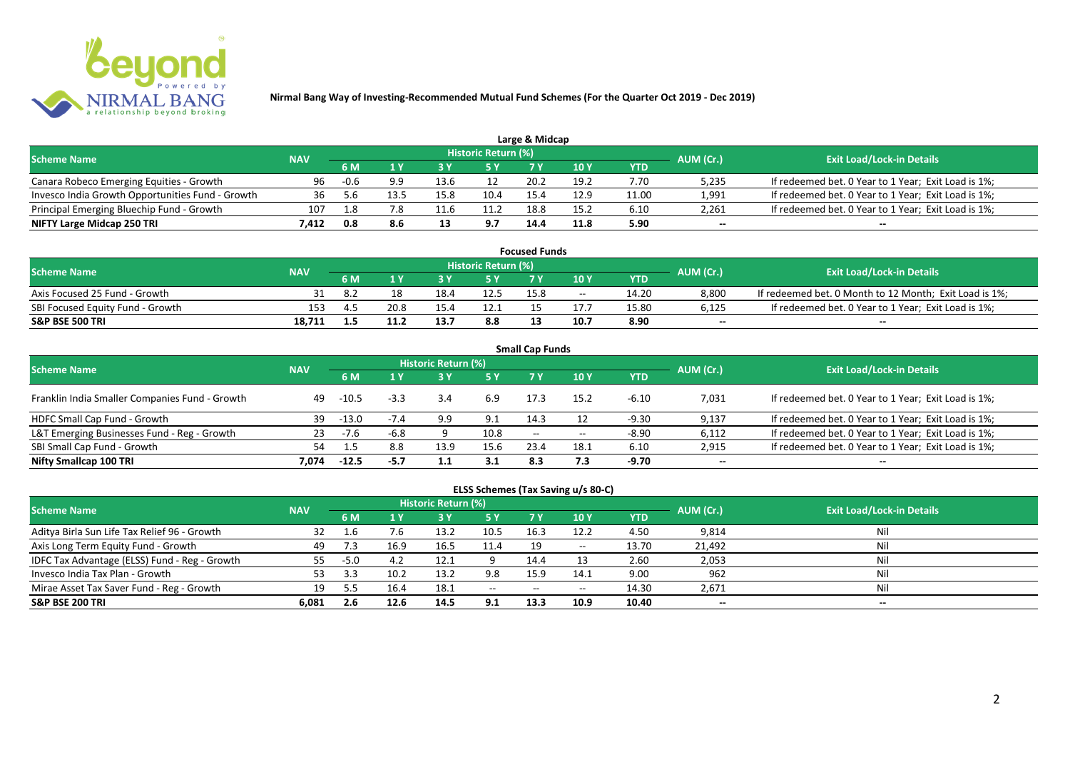**Nirmal Bang Way of Investing-Recommended Mutual Fund Schemes (For the Quarter Oct 2019 - Dec 2019)**

## Large & Midcap

| Scheme Name | NAV | Historic Return (%) | | | | | | | AUM (Cr.) | Exit Load/Lock-in Details |
|---|---|---|---|---|---|---|---|---|---|---|
| | | 6 M | 1 Y | 3 Y | 5 Y | 7 Y | 10 Y | YTD | | |
| Canara Robeco Emerging Equities - Growth | 96 | -0.6 | 9.9 | 13.6 | 12 | 20.2 | 19.2 | 7.70 | 5,235 | If redeemed bet. 0 Year to 1 Year; Exit Load is 1%; |
| Invesco India Growth Opportunities Fund - Growth | 36 | 5.6 | 13.5 | 15.8 | 10.4 | 15.4 | 12.9 | 11.00 | 1,991 | If redeemed bet. 0 Year to 1 Year; Exit Load is 1%; |
| Principal Emerging Bluechip Fund - Growth | 107 | 1.8 | 7.8 | 11.6 | 11.2 | 18.8 | 15.2 | 6.10 | 2,261 | If redeemed bet. 0 Year to 1 Year; Exit Load is 1%; |
| **NIFTY Large Midcap 250 TRI** | **7,412** | **0.8** | **8.6** | **13** | **9.7** | **14.4** | **11.8** | **5.90** | **--** | **--** |

## Focused Funds

| Scheme Name | NAV | Historic Return (%) | | | | | | | AUM (Cr.) | Exit Load/Lock-in Details |
|---|---|---|---|---|---|---|---|---|---|---|
| | | 6 M | 1 Y | 3 Y | 5 Y | 7 Y | 10 Y | YTD | | |
| Axis Focused 25 Fund - Growth | 31 | 8.2 | 18 | 18.4 | 12.5 | 15.8 | -- | 14.20 | 8,800 | If redeemed bet. 0 Month to 12 Month; Exit Load is 1%; |
| SBI Focused Equity Fund - Growth | 153 | 4.5 | 20.8 | 15.4 | 12.1 | 15 | 17.7 | 15.80 | 6,125 | If redeemed bet. 0 Year to 1 Year; Exit Load is 1%; |
| **S&P BSE 500 TRI** | **18,711** | **1.5** | **11.2** | **13.7** | **8.8** | **13** | **10.7** | **8.90** | **--** | **--** |

## Small Cap Funds

| Scheme Name | NAV | Historic Return (%) | | | | | | | AUM (Cr.) | Exit Load/Lock-in Details |
|---|---|---|---|---|---|---|---|---|---|---|
| | | 6 M | 1 Y | 3 Y | 5 Y | 7 Y | 10 Y | YTD | | |
| Franklin India Smaller Companies Fund - Growth | 49 | -10.5 | -3.3 | 3.4 | 6.9 | 17.3 | 15.2 | -6.10 | 7,031 | If redeemed bet. 0 Year to 1 Year; Exit Load is 1%; |
| HDFC Small Cap Fund - Growth | 39 | -13.0 | -7.4 | 9.9 | 9.1 | 14.3 | 12 | -9.30 | 9,137 | If redeemed bet. 0 Year to 1 Year; Exit Load is 1%; |
| L&T Emerging Businesses Fund - Reg - Growth | 23 | -7.6 | -6.8 | 9 | 10.8 | -- | -- | -8.90 | 6,112 | If redeemed bet. 0 Year to 1 Year; Exit Load is 1%; |
| SBI Small Cap Fund - Growth | 54 | 1.5 | 8.8 | 13.9 | 15.6 | 23.4 | 18.1 | 6.10 | 2,915 | If redeemed bet. 0 Year to 1 Year; Exit Load is 1%; |
| **Nifty Smallcap 100 TRI** | **7,074** | **-12.5** | **-5.7** | **1.1** | **3.1** | **8.3** | **7.3** | **-9.70** | **--** | **--** |

## ELSS Schemes (Tax Saving u/s 80-C)

| Scheme Name | NAV | Historic Return (%) | | | | | | | AUM (Cr.) | Exit Load/Lock-in Details |
|---|---|---|---|---|---|---|---|---|---|---|
| | | 6 M | 1 Y | 3 Y | 5 Y | 7 Y | 10 Y | YTD | | |
| Aditya Birla Sun Life Tax Relief 96 - Growth | 32 | 1.6 | 7.6 | 13.2 | 10.5 | 16.3 | 12.2 | 4.50 | 9,814 | Nil |
| Axis Long Term Equity Fund - Growth | 49 | 7.3 | 16.9 | 16.5 | 11.4 | 19 | -- | 13.70 | 21,492 | Nil |
| IDFC Tax Advantage (ELSS) Fund - Reg - Growth | 55 | -5.0 | 4.2 | 12.1 | 9 | 14.4 | 13 | 2.60 | 2,053 | Nil |
| Invesco India Tax Plan - Growth | 53 | 3.3 | 10.2 | 13.2 | 9.8 | 15.9 | 14.1 | 9.00 | 962 | Nil |
| Mirae Asset Tax Saver Fund - Reg - Growth | 19 | 5.5 | 16.4 | 18.1 | -- | -- | -- | 14.30 | 2,671 | Nil |
| **S&P BSE 200 TRI** | **6,081** | **2.6** | **12.6** | **14.5** | **9.1** | **13.3** | **10.9** | **10.40** | **--** | **--** |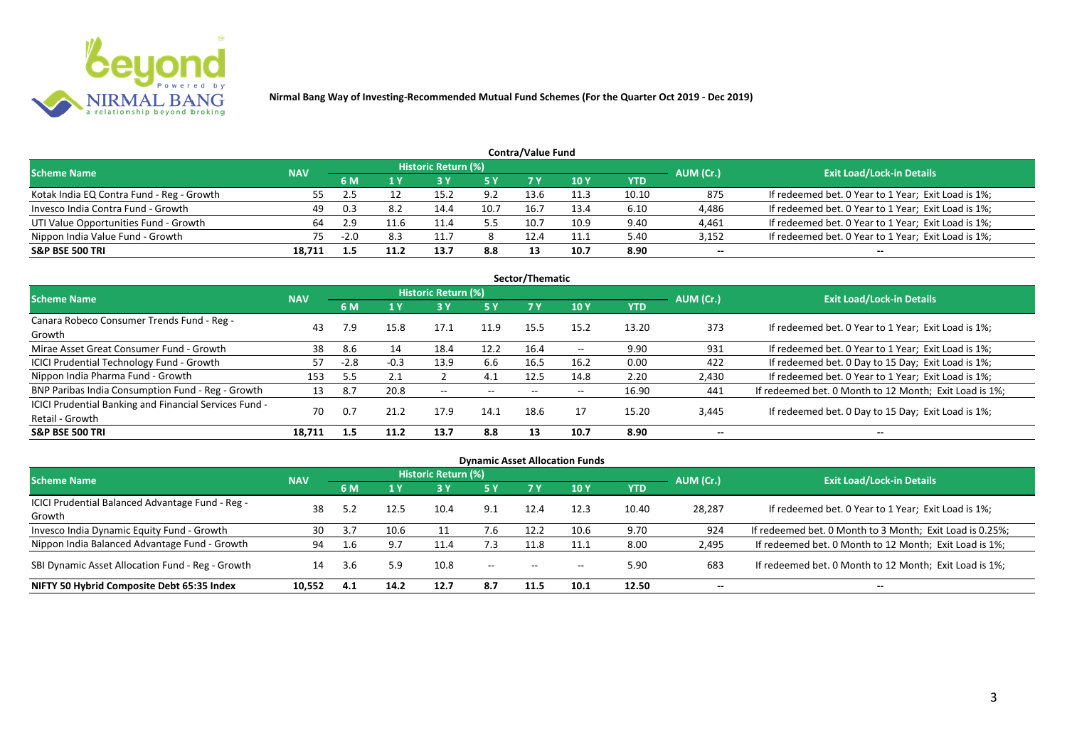**Nirmal Bang Way of Investing-Recommended Mutual Fund Schemes (For the Quarter Oct 2019 - Dec 2019)**

### Contra/Value Fund

| Scheme Name | NAV | Historic Return (%) | | | | | | | AUM (Cr.) | Exit Load/Lock-in Details |
|---|---|---|---|---|---|---|---|---|---|---|
| | | 6 M | 1 Y | 3 Y | 5 Y | 7 Y | 10 Y | YTD | | |
| Kotak India EQ Contra Fund - Reg - Growth | 55 | 2.5 | 12 | 15.2 | 9.2 | 13.6 | 11.3 | 10.10 | 875 | If redeemed bet. 0 Year to 1 Year; Exit Load is 1%; |
| Invesco India Contra Fund - Growth | 49 | 0.3 | 8.2 | 14.4 | 10.7 | 16.7 | 13.4 | 6.10 | 4,486 | If redeemed bet. 0 Year to 1 Year; Exit Load is 1%; |
| UTI Value Opportunities Fund - Growth | 64 | 2.9 | 11.6 | 11.4 | 5.5 | 10.7 | 10.9 | 9.40 | 4,461 | If redeemed bet. 0 Year to 1 Year; Exit Load is 1%; |
| Nippon India Value Fund - Growth | 75 | -2.0 | 8.3 | 11.7 | 8 | 12.4 | 11.1 | 5.40 | 3,152 | If redeemed bet. 0 Year to 1 Year; Exit Load is 1%; |
| **S&P BSE 500 TRI** | **18,711** | **1.5** | **11.2** | **13.7** | **8.8** | **13** | **10.7** | **8.90** | -- | -- |

### Sector/Thematic

| Scheme Name | NAV | Historic Return (%) | | | | | | | AUM (Cr.) | Exit Load/Lock-in Details |
|---|---|---|---|---|---|---|---|---|---|---|
| | | 6 M | 1 Y | 3 Y | 5 Y | 7 Y | 10 Y | YTD | | |
| Canara Robeco Consumer Trends Fund - Reg - Growth | 43 | 7.9 | 15.8 | 17.1 | 11.9 | 15.5 | 15.2 | 13.20 | 373 | If redeemed bet. 0 Year to 1 Year; Exit Load is 1%; |
| Mirae Asset Great Consumer Fund - Growth | 38 | 8.6 | 14 | 18.4 | 12.2 | 16.4 | -- | 9.90 | 931 | If redeemed bet. 0 Year to 1 Year; Exit Load is 1%; |
| ICICI Prudential Technology Fund - Growth | 57 | -2.8 | -0.3 | 13.9 | 6.6 | 16.5 | 16.2 | 0.00 | 422 | If redeemed bet. 0 Day to 15 Day; Exit Load is 1%; |
| Nippon India Pharma Fund - Growth | 153 | 5.5 | 2.1 | 2 | 4.1 | 12.5 | 14.8 | 2.20 | 2,430 | If redeemed bet. 0 Year to 1 Year; Exit Load is 1%; |
| BNP Paribas India Consumption Fund - Reg - Growth | 13 | 8.7 | 20.8 | -- | -- | -- | -- | 16.90 | 441 | If redeemed bet. 0 Month to 12 Month; Exit Load is 1%; |
| ICICI Prudential Banking and Financial Services Fund - Retail - Growth | 70 | 0.7 | 21.2 | 17.9 | 14.1 | 18.6 | 17 | 15.20 | 3,445 | If redeemed bet. 0 Day to 15 Day; Exit Load is 1%; |
| **S&P BSE 500 TRI** | **18,711** | **1.5** | **11.2** | **13.7** | **8.8** | **13** | **10.7** | **8.90** | -- | -- |

### Dynamic Asset Allocation Funds

| Scheme Name | NAV | Historic Return (%) | | | | | | | AUM (Cr.) | Exit Load/Lock-in Details |
|---|---|---|---|---|---|---|---|---|---|---|
| | | 6 M | 1 Y | 3 Y | 5 Y | 7 Y | 10 Y | YTD | | |
| ICICI Prudential Balanced Advantage Fund - Reg - Growth | 38 | 5.2 | 12.5 | 10.4 | 9.1 | 12.4 | 12.3 | 10.40 | 28,287 | If redeemed bet. 0 Year to 1 Year; Exit Load is 1%; |
| Invesco India Dynamic Equity Fund - Growth | 30 | 3.7 | 10.6 | 11 | 7.6 | 12.2 | 10.6 | 9.70 | 924 | If redeemed bet. 0 Month to 3 Month; Exit Load is 0.25%; |
| Nippon India Balanced Advantage Fund - Growth | 94 | 1.6 | 9.7 | 11.4 | 7.3 | 11.8 | 11.1 | 8.00 | 2,495 | If redeemed bet. 0 Month to 12 Month; Exit Load is 1%; |
| SBI Dynamic Asset Allocation Fund - Reg - Growth | 14 | 3.6 | 5.9 | 10.8 | -- | -- | -- | 5.90 | 683 | If redeemed bet. 0 Month to 12 Month; Exit Load is 1%; |
| **NIFTY 50 Hybrid Composite Debt 65:35 Index** | **10,552** | **4.1** | **14.2** | **12.7** | **8.7** | **11.5** | **10.1** | **12.50** | -- | -- |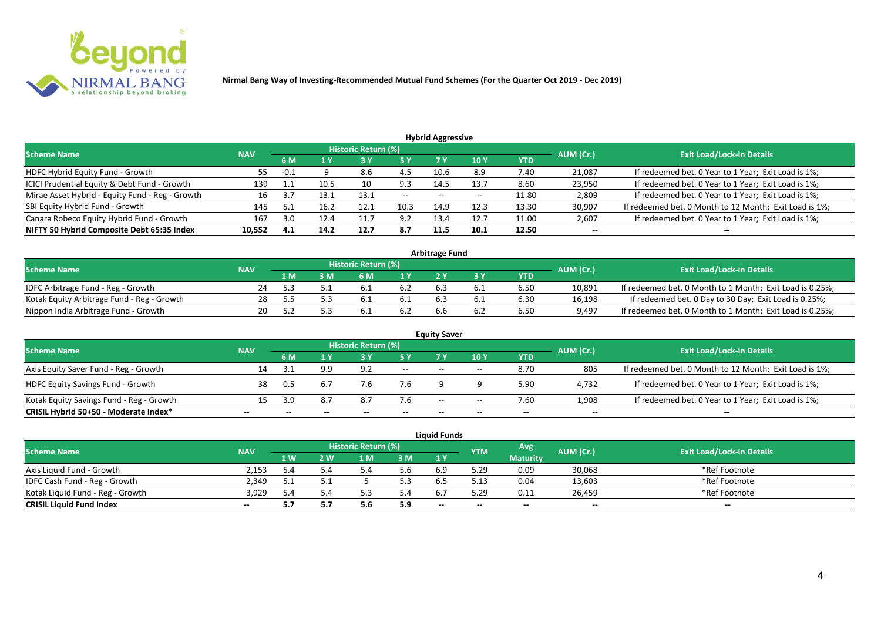**Nirmal Bang Way of Investing-Recommended Mutual Fund Schemes (For the Quarter Oct 2019 - Dec 2019)**

## Hybrid Aggressive

| Scheme Name | NAV | Historic Return (%) | | | | | | | AUM (Cr.) | Exit Load/Lock-in Details |
|---|---|---|---|---|---|---|---|---|---|---|
| | | 6 M | 1 Y | 3 Y | 5 Y | 7 Y | 10 Y | YTD | | |
| HDFC Hybrid Equity Fund - Growth | 55 | -0.1 | 9 | 8.6 | 4.5 | 10.6 | 8.9 | 7.40 | 21,087 | If redeemed bet. 0 Year to 1 Year; Exit Load is 1%; |
| ICICI Prudential Equity & Debt Fund - Growth | 139 | 1.1 | 10.5 | 10 | 9.3 | 14.5 | 13.7 | 8.60 | 23,950 | If redeemed bet. 0 Year to 1 Year; Exit Load is 1%; |
| Mirae Asset Hybrid - Equity Fund - Reg - Growth | 16 | 3.7 | 13.1 | 13.1 | -- | -- | -- | 11.80 | 2,809 | If redeemed bet. 0 Year to 1 Year; Exit Load is 1%; |
| SBI Equity Hybrid Fund - Growth | 145 | 5.1 | 16.2 | 12.1 | 10.3 | 14.9 | 12.3 | 13.30 | 30,907 | If redeemed bet. 0 Month to 12 Month; Exit Load is 1%; |
| Canara Robeco Equity Hybrid Fund - Growth | 167 | 3.0 | 12.4 | 11.7 | 9.2 | 13.4 | 12.7 | 11.00 | 2,607 | If redeemed bet. 0 Year to 1 Year; Exit Load is 1%; |
| **NIFTY 50 Hybrid Composite Debt 65:35 Index** | **10,552** | **4.1** | **14.2** | **12.7** | **8.7** | **11.5** | **10.1** | **12.50** | -- | -- |

## Arbitrage Fund

| Scheme Name | NAV | Historic Return (%) | | | | | | | AUM (Cr.) | Exit Load/Lock-in Details |
|---|---|---|---|---|---|---|---|---|---|---|
| | | 1 M | 3 M | 6 M | 1 Y | 2 Y | 3 Y | YTD | | |
| IDFC Arbitrage Fund - Reg - Growth | 24 | 5.3 | 5.1 | 6.1 | 6.2 | 6.3 | 6.1 | 6.50 | 10,891 | If redeemed bet. 0 Month to 1 Month; Exit Load is 0.25%; |
| Kotak Equity Arbitrage Fund - Reg - Growth | 28 | 5.5 | 5.3 | 6.1 | 6.1 | 6.3 | 6.1 | 6.30 | 16,198 | If redeemed bet. 0 Day to 30 Day; Exit Load is 0.25%; |
| Nippon India Arbitrage Fund - Growth | 20 | 5.2 | 5.3 | 6.1 | 6.2 | 6.6 | 6.2 | 6.50 | 9,497 | If redeemed bet. 0 Month to 1 Month; Exit Load is 0.25%; |

## Equity Saver

| Scheme Name | NAV | Historic Return (%) | | | | | | | AUM (Cr.) | Exit Load/Lock-in Details |
|---|---|---|---|---|---|---|---|---|---|---|
| | | 6 M | 1 Y | 3 Y | 5 Y | 7 Y | 10 Y | YTD | | |
| Axis Equity Saver Fund - Reg - Growth | 14 | 3.1 | 9.9 | 9.2 | -- | -- | -- | 8.70 | 805 | If redeemed bet. 0 Month to 12 Month; Exit Load is 1%; |
| HDFC Equity Savings Fund - Growth | 38 | 0.5 | 6.7 | 7.6 | 7.6 | 9 | 9 | 5.90 | 4,732 | If redeemed bet. 0 Year to 1 Year; Exit Load is 1%; |
| Kotak Equity Savings Fund - Reg - Growth | 15 | 3.9 | 8.7 | 8.7 | 7.6 | -- | -- | 7.60 | 1,908 | If redeemed bet. 0 Year to 1 Year; Exit Load is 1%; |
| **CRISIL Hybrid 50+50 - Moderate Index*** | -- | -- | -- | -- | -- | -- | -- | -- | -- | -- |

## Liquid Funds

| Scheme Name | NAV | Historic Return (%) | | | | | YTM | Avg Maturity | AUM (Cr.) | Exit Load/Lock-in Details |
|---|---|---|---|---|---|---|---|---|---|---|
| | | 1 W | 2 W | 1 M | 3 M | 1 Y | | | | |
| Axis Liquid Fund - Growth | 2,153 | 5.4 | 5.4 | 5.4 | 5.6 | 6.9 | 5.29 | 0.09 | 30,068 | *Ref Footnote |
| IDFC Cash Fund - Reg - Growth | 2,349 | 5.1 | 5.1 | 5 | 5.3 | 6.5 | 5.13 | 0.04 | 13,603 | *Ref Footnote |
| Kotak Liquid Fund - Reg - Growth | 3,929 | 5.4 | 5.4 | 5.3 | 5.4 | 6.7 | 5.29 | 0.11 | 26,459 | *Ref Footnote |
| **CRISIL Liquid Fund Index** | -- | **5.7** | **5.7** | **5.6** | **5.9** | -- | -- | -- | -- | -- |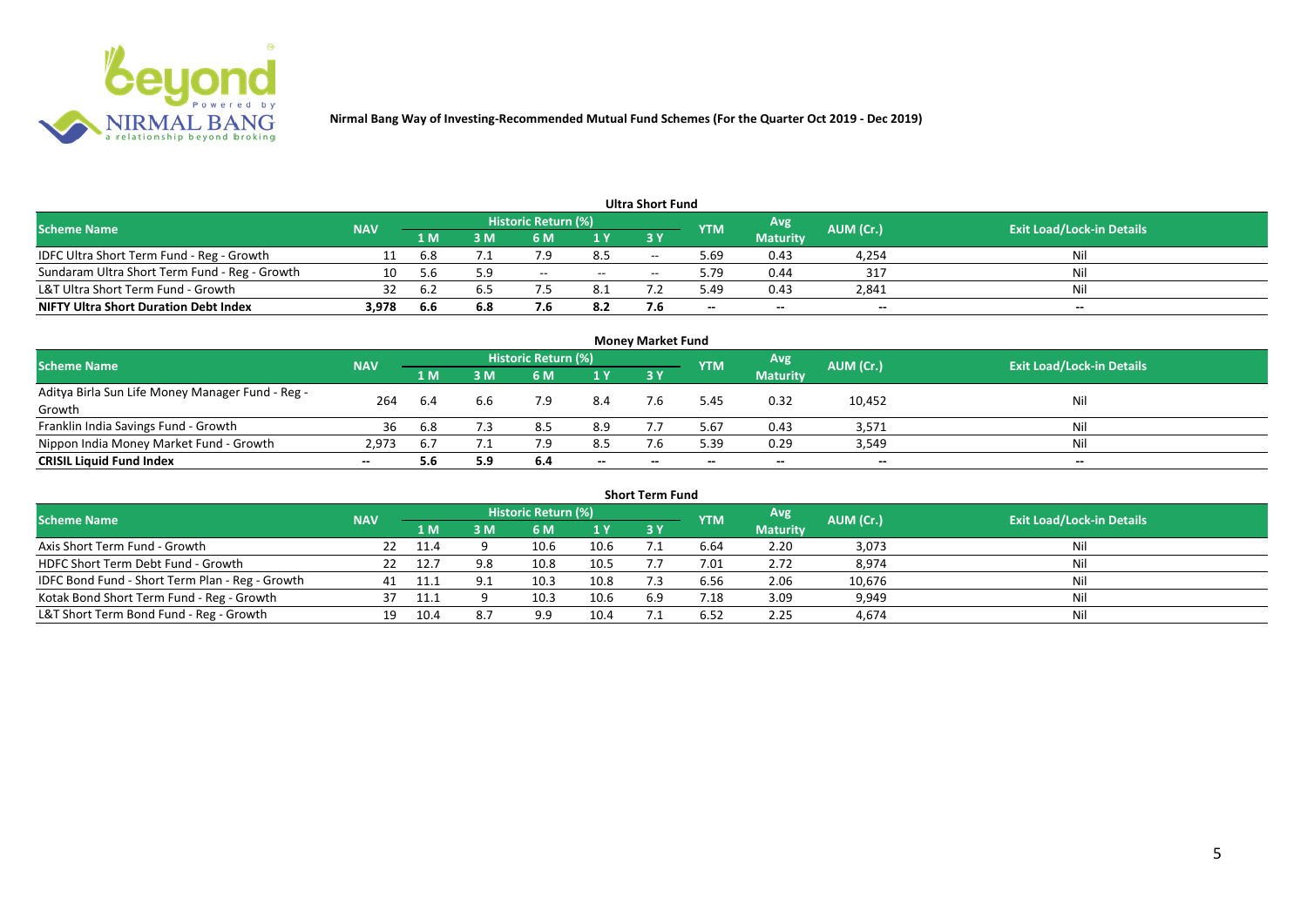Nirmal Bang Way of Investing-Recommended Mutual Fund Schemes (For the Quarter Oct 2019 - Dec 2019)

## Ultra Short Fund

| Scheme Name | NAV | Historic Return (%) | | | | | YTM | Avg Maturity | AUM (Cr.) | Exit Load/Lock-in Details |
|---|---|---|---|---|---|---|---|---|---|---|
| | | 1 M | 3 M | 6 M | 1 Y | 3 Y | | | | |
| IDFC Ultra Short Term Fund - Reg - Growth | 11 | 6.8 | 7.1 | 7.9 | 8.5 | -- | 5.69 | 0.43 | 4,254 | Nil |
| Sundaram Ultra Short Term Fund - Reg - Growth | 10 | 5.6 | 5.9 | -- | -- | -- | 5.79 | 0.44 | 317 | Nil |
| L&T Ultra Short Term Fund - Growth | 32 | 6.2 | 6.5 | 7.5 | 8.1 | 7.2 | 5.49 | 0.43 | 2,841 | Nil |
| **NIFTY Ultra Short Duration Debt Index** | **3,978** | **6.6** | **6.8** | **7.6** | **8.2** | **7.6** | **--** | **--** | **--** | **--** |

## Money Market Fund

| Scheme Name | NAV | Historic Return (%) | | | | | YTM | Avg Maturity | AUM (Cr.) | Exit Load/Lock-in Details |
|---|---|---|---|---|---|---|---|---|---|---|
| | | 1 M | 3 M | 6 M | 1 Y | 3 Y | | | | |
| Aditya Birla Sun Life Money Manager Fund - Reg - Growth | 264 | 6.4 | 6.6 | 7.9 | 8.4 | 7.6 | 5.45 | 0.32 | 10,452 | Nil |
| Franklin India Savings Fund - Growth | 36 | 6.8 | 7.3 | 8.5 | 8.9 | 7.7 | 5.67 | 0.43 | 3,571 | Nil |
| Nippon India Money Market Fund - Growth | 2,973 | 6.7 | 7.1 | 7.9 | 8.5 | 7.6 | 5.39 | 0.29 | 3,549 | Nil |
| **CRISIL Liquid Fund Index** | **--** | **5.6** | **5.9** | **6.4** | **--** | **--** | **--** | **--** | **--** | **--** |

## Short Term Fund

| Scheme Name | NAV | Historic Return (%) | | | | | YTM | Avg Maturity | AUM (Cr.) | Exit Load/Lock-in Details |
|---|---|---|---|---|---|---|---|---|---|---|
| | | 1 M | 3 M | 6 M | 1 Y | 3 Y | | | | |
| Axis Short Term Fund - Growth | 22 | 11.4 | 9 | 10.6 | 10.6 | 7.1 | 6.64 | 2.20 | 3,073 | Nil |
| HDFC Short Term Debt Fund - Growth | 22 | 12.7 | 9.8 | 10.8 | 10.5 | 7.7 | 7.01 | 2.72 | 8,974 | Nil |
| IDFC Bond Fund - Short Term Plan - Reg - Growth | 41 | 11.1 | 9.1 | 10.3 | 10.8 | 7.3 | 6.56 | 2.06 | 10,676 | Nil |
| Kotak Bond Short Term Fund - Reg - Growth | 37 | 11.1 | 9 | 10.3 | 10.6 | 6.9 | 7.18 | 3.09 | 9,949 | Nil |
| L&T Short Term Bond Fund - Reg - Growth | 19 | 10.4 | 8.7 | 9.9 | 10.4 | 7.1 | 6.52 | 2.25 | 4,674 | Nil |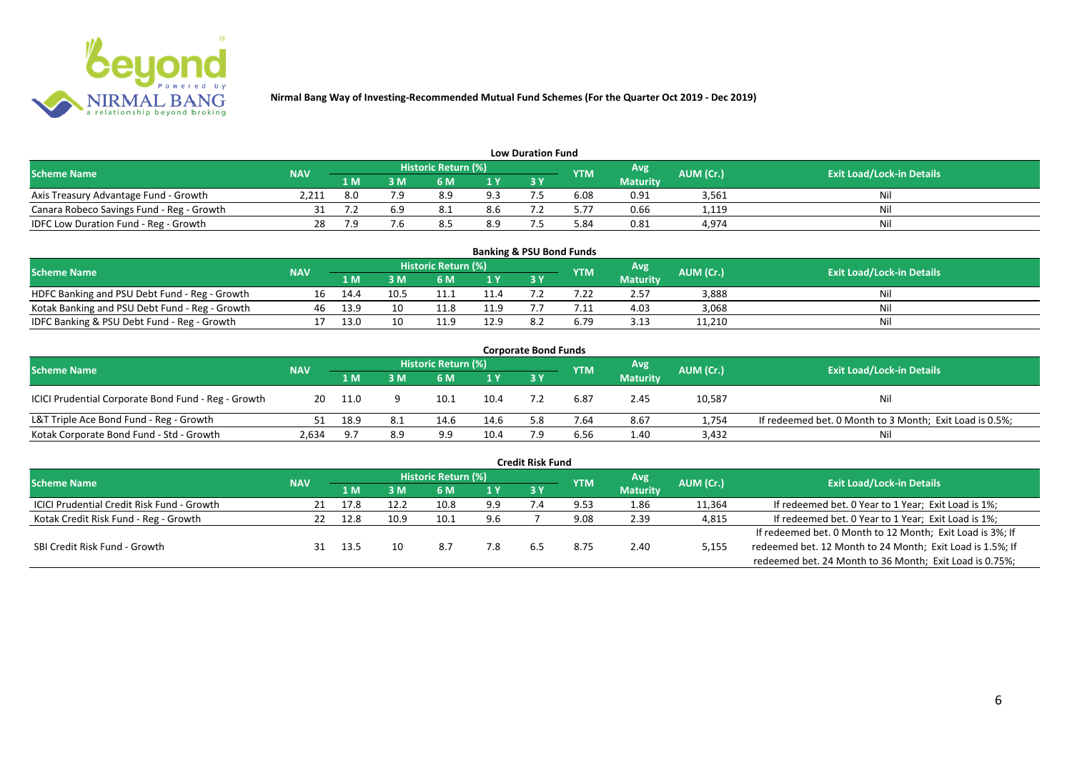# Nirmal Bang Way of Investing-Recommended Mutual Fund Schemes (For the Quarter Oct 2019 - Dec 2019)

## Low Duration Fund

| Scheme Name | NAV | Historic Return (%) | | | | | YTM | Avg Maturity | AUM (Cr.) | Exit Load/Lock-in Details |
|---|---|---|---|---|---|---|---|---|---|---|
| | | 1 M | 3 M | 6 M | 1 Y | 3 Y | | | | |
| Axis Treasury Advantage Fund - Growth | 2,211 | 8.0 | 7.9 | 8.9 | 9.3 | 7.5 | 6.08 | 0.91 | 3,561 | Nil |
| Canara Robeco Savings Fund - Reg - Growth | 31 | 7.2 | 6.9 | 8.1 | 8.6 | 7.2 | 5.77 | 0.66 | 1,119 | Nil |
| IDFC Low Duration Fund - Reg - Growth | 28 | 7.9 | 7.6 | 8.5 | 8.9 | 7.5 | 5.84 | 0.81 | 4,974 | Nil |

## Banking & PSU Bond Funds

| Scheme Name | NAV | Historic Return (%) | | | | | YTM | Avg Maturity | AUM (Cr.) | Exit Load/Lock-in Details |
|---|---|---|---|---|---|---|---|---|---|---|
| | | 1 M | 3 M | 6 M | 1 Y | 3 Y | | | | |
| HDFC Banking and PSU Debt Fund - Reg - Growth | 16 | 14.4 | 10.5 | 11.1 | 11.4 | 7.2 | 7.22 | 2.57 | 3,888 | Nil |
| Kotak Banking and PSU Debt Fund - Reg - Growth | 46 | 13.9 | 10 | 11.8 | 11.9 | 7.7 | 7.11 | 4.03 | 3,068 | Nil |
| IDFC Banking & PSU Debt Fund - Reg - Growth | 17 | 13.0 | 10 | 11.9 | 12.9 | 8.2 | 6.79 | 3.13 | 11,210 | Nil |

## Corporate Bond Funds

| Scheme Name | NAV | Historic Return (%) | | | | | YTM | Avg Maturity | AUM (Cr.) | Exit Load/Lock-in Details |
|---|---|---|---|---|---|---|---|---|---|---|
| | | 1 M | 3 M | 6 M | 1 Y | 3 Y | | | | |
| ICICI Prudential Corporate Bond Fund - Reg - Growth | 20 | 11.0 | 9 | 10.1 | 10.4 | 7.2 | 6.87 | 2.45 | 10,587 | Nil |
| L&T Triple Ace Bond Fund - Reg - Growth | 51 | 18.9 | 8.1 | 14.6 | 14.6 | 5.8 | 7.64 | 8.67 | 1,754 | If redeemed bet. 0 Month to 3 Month; Exit Load is 0.5%; |
| Kotak Corporate Bond Fund - Std - Growth | 2,634 | 9.7 | 8.9 | 9.9 | 10.4 | 7.9 | 6.56 | 1.40 | 3,432 | Nil |

## Credit Risk Fund

| Scheme Name | NAV | Historic Return (%) | | | | | YTM | Avg Maturity | AUM (Cr.) | Exit Load/Lock-in Details |
|---|---|---|---|---|---|---|---|---|---|---|
| | | 1 M | 3 M | 6 M | 1 Y | 3 Y | | | | |
| ICICI Prudential Credit Risk Fund - Growth | 21 | 17.8 | 12.2 | 10.8 | 9.9 | 7.4 | 9.53 | 1.86 | 11,364 | If redeemed bet. 0 Year to 1 Year; Exit Load is 1%; |
| Kotak Credit Risk Fund - Reg - Growth | 22 | 12.8 | 10.9 | 10.1 | 9.6 | 7 | 9.08 | 2.39 | 4,815 | If redeemed bet. 0 Year to 1 Year; Exit Load is 1%; |
| SBI Credit Risk Fund - Growth | 31 | 13.5 | 10 | 8.7 | 7.8 | 6.5 | 8.75 | 2.40 | 5,155 | If redeemed bet. 0 Month to 12 Month; Exit Load is 3%; If redeemed bet. 12 Month to 24 Month; Exit Load is 1.5%; If redeemed bet. 24 Month to 36 Month; Exit Load is 0.75%; |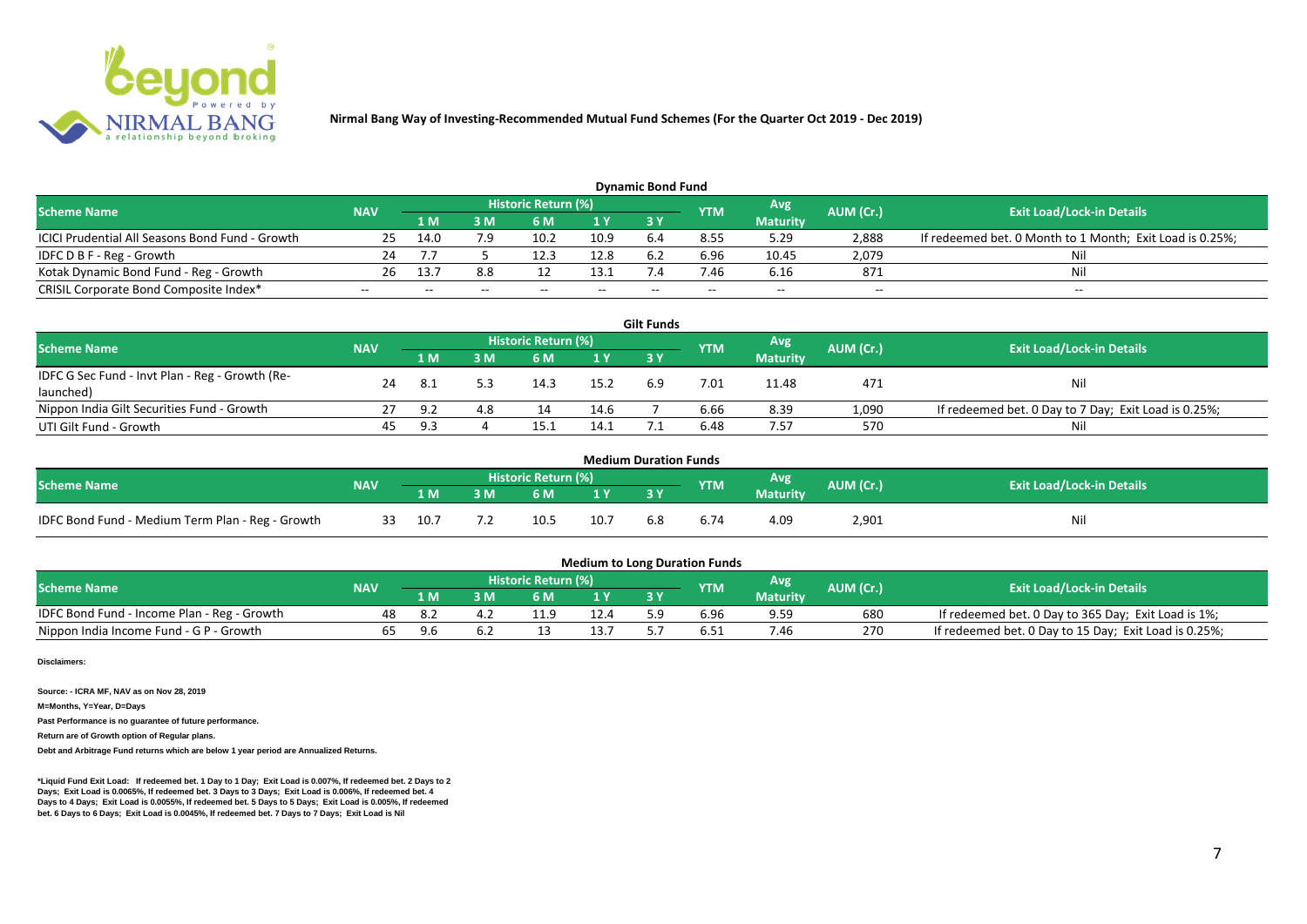**Nirmal Bang Way of Investing-Recommended Mutual Fund Schemes (For the Quarter Oct 2019 - Dec 2019)**

### Dynamic Bond Fund

| Scheme Name | NAV | Historic Return (%) | | | | | YTM | Avg Maturity | AUM (Cr.) | Exit Load/Lock-in Details |
|---|---|---|---|---|---|---|---|---|---|---|
| | | 1 M | 3 M | 6 M | 1 Y | 3 Y | | | | |
| ICICI Prudential All Seasons Bond Fund - Growth | 25 | 14.0 | 7.9 | 10.2 | 10.9 | 6.4 | 8.55 | 5.29 | 2,888 | If redeemed bet. 0 Month to 1 Month; Exit Load is 0.25%; |
| IDFC D B F - Reg - Growth | 24 | 7.7 | 5 | 12.3 | 12.8 | 6.2 | 6.96 | 10.45 | 2,079 | Nil |
| Kotak Dynamic Bond Fund - Reg - Growth | 26 | 13.7 | 8.8 | 12 | 13.1 | 7.4 | 7.46 | 6.16 | 871 | Nil |
| CRISIL Corporate Bond Composite Index* | -- | -- | -- | -- | -- | -- | -- | -- | -- | -- |

### Gilt Funds

| Scheme Name | NAV | Historic Return (%) | | | | | YTM | Avg Maturity | AUM (Cr.) | Exit Load/Lock-in Details |
|---|---|---|---|---|---|---|---|---|---|---|
| | | 1 M | 3 M | 6 M | 1 Y | 3 Y | | | | |
| IDFC G Sec Fund - Invt Plan - Reg - Growth (Re-launched) | 24 | 8.1 | 5.3 | 14.3 | 15.2 | 6.9 | 7.01 | 11.48 | 471 | Nil |
| Nippon India Gilt Securities Fund - Growth | 27 | 9.2 | 4.8 | 14 | 14.6 | 7 | 6.66 | 8.39 | 1,090 | If redeemed bet. 0 Day to 7 Day; Exit Load is 0.25%; |
| UTI Gilt Fund - Growth | 45 | 9.3 | 4 | 15.1 | 14.1 | 7.1 | 6.48 | 7.57 | 570 | Nil |

### Medium Duration Funds

| Scheme Name | NAV | Historic Return (%) | | | | | YTM | Avg Maturity | AUM (Cr.) | Exit Load/Lock-in Details |
|---|---|---|---|---|---|---|---|---|---|---|
| | | 1 M | 3 M | 6 M | 1 Y | 3 Y | | | | |
| IDFC Bond Fund - Medium Term Plan - Reg - Growth | 33 | 10.7 | 7.2 | 10.5 | 10.7 | 6.8 | 6.74 | 4.09 | 2,901 | Nil |

### Medium to Long Duration Funds

| Scheme Name | NAV | Historic Return (%) | | | | | YTM | Avg Maturity | AUM (Cr.) | Exit Load/Lock-in Details |
|---|---|---|---|---|---|---|---|---|---|---|
| | | 1 M | 3 M | 6 M | 1 Y | 3 Y | | | | |
| IDFC Bond Fund - Income Plan - Reg - Growth | 48 | 8.2 | 4.2 | 11.9 | 12.4 | 5.9 | 6.96 | 9.59 | 680 | If redeemed bet. 0 Day to 365 Day; Exit Load is 1%; |
| Nippon India Income Fund - G P - Growth | 65 | 9.6 | 6.2 | 13 | 13.7 | 5.7 | 6.51 | 7.46 | 270 | If redeemed bet. 0 Day to 15 Day; Exit Load is 0.25%; |

**Disclaimers:**

**Source: - ICRA MF, NAV as on Nov 28, 2019**

**M=Months, Y=Year, D=Days**

**Past Performance is no guarantee of future performance.**

**Return are of Growth option of Regular plans.**

**Debt and Arbitrage Fund returns which are below 1 year period are Annualized Returns.**

**\*Liquid Fund Exit Load: If redeemed bet. 1 Day to 1 Day; Exit Load is 0.007%, If redeemed bet. 2 Days to 2 Days; Exit Load is 0.0065%, If redeemed bet. 3 Days to 3 Days; Exit Load is 0.006%, If redeemed bet. 4 Days to 4 Days; Exit Load is 0.0055%, If redeemed bet. 5 Days to 5 Days; Exit Load is 0.005%, If redeemed bet. 6 Days to 6 Days; Exit Load is 0.0045%, If redeemed bet. 7 Days to 7 Days; Exit Load is Nil**